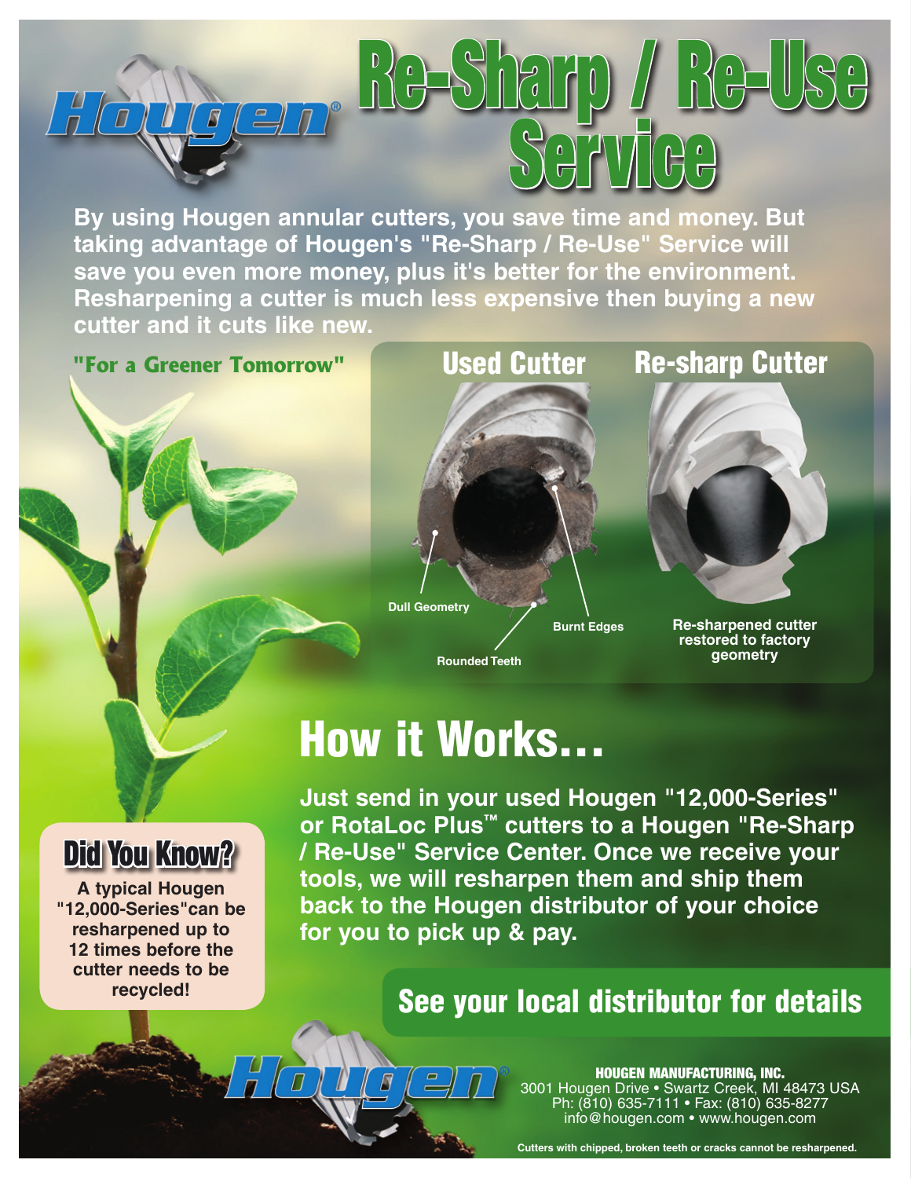# Hougen® Re-Sharp / Re-Use Service

**By using Hougen annular cutters, you save time and money. But taking advantage of Hougen's "Re-Sharp / Re-Use" Service will save you even more money, plus it's better for the environment. Resharpening a cutter is much less expensive then buying a new cutter and it cuts like new.**

**"For a Greener Tomorrow"**

| Used Cutter | Re-sharp Cutter |
|---|---|
| Dull Geometry, Burnt Edges, Rounded Teeth | Re-sharpened cutter restored to factory geometry |

## How it Works...

**Just send in your used Hougen "12,000-Series" or RotaLoc Plus™ cutters to a Hougen "Re-Sharp / Re-Use" Service Center. Once we receive your tools, we will resharpen them and ship them back to the Hougen distributor of your choice for you to pick up & pay.**

### Did You Know?

**A typical Hougen "12,000-Series" can be resharpened up to 12 times before the cutter needs to be recycled!**

## See your local distributor for details

Hougen®

**HOUGEN MANUFACTURING, INC.**
3001 Hougen Drive • Swartz Creek, MI 48473 USA
Ph: (810) 635-7111 • Fax: (810) 635-8277
info@hougen.com • www.hougen.com

**Cutters with chipped, broken teeth or cracks cannot be resharpened.**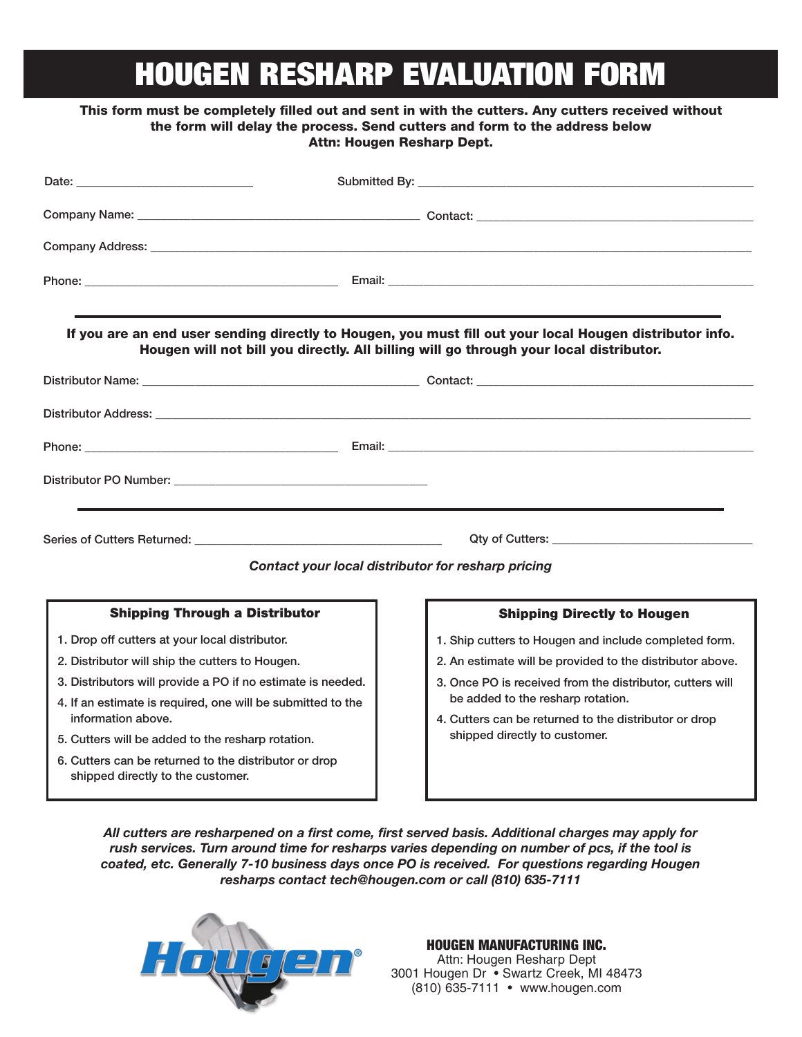# HOUGEN RESHARP EVALUATION FORM

**This form must be completely filled out and sent in with the cutters. Any cutters received without the form will delay the process. Send cutters and form to the address below Attn: Hougen Resharp Dept.**

Date: ____________________________ Submitted By: ____________________________

Company Name: ____________________________ Contact: ____________________________

Company Address: ________________________________________________________

Phone: ____________________________ Email: ____________________________

---

**If you are an end user sending directly to Hougen, you must fill out your local Hougen distributor info. Hougen will not bill you directly. All billing will go through your local distributor.**

Distributor Name: ____________________________ Contact: ____________________________

Distributor Address: ________________________________________________________

Phone: ____________________________ Email: ____________________________

Distributor PO Number: ____________________________

---

Series of Cutters Returned: ____________________________ Qty of Cutters: ____________________________

*Contact your local distributor for resharp pricing*

**Shipping Through a Distributor**

1. Drop off cutters at your local distributor.
2. Distributor will ship the cutters to Hougen.
3. Distributors will provide a PO if no estimate is needed.
4. If an estimate is required, one will be submitted to the information above.
5. Cutters will be added to the resharp rotation.
6. Cutters can be returned to the distributor or drop shipped directly to the customer.

**Shipping Directly to Hougen**

1. Ship cutters to Hougen and include completed form.
2. An estimate will be provided to the distributor above.
3. Once PO is received from the distributor, cutters will be added to the resharp rotation.
4. Cutters can be returned to the distributor or drop shipped directly to customer.

***All cutters are resharpened on a first come, first served basis. Additional charges may apply for rush services. Turn around time for resharps varies depending on number of pcs, if the tool is coated, etc. Generally 7-10 business days once PO is received. For questions regarding Hougen resharps contact tech@hougen.com or call (810) 635-7111***

**HOUGEN MANUFACTURING INC.**
Attn: Hougen Resharp Dept
3001 Hougen Dr • Swartz Creek, MI 48473
(810) 635-7111 • www.hougen.com